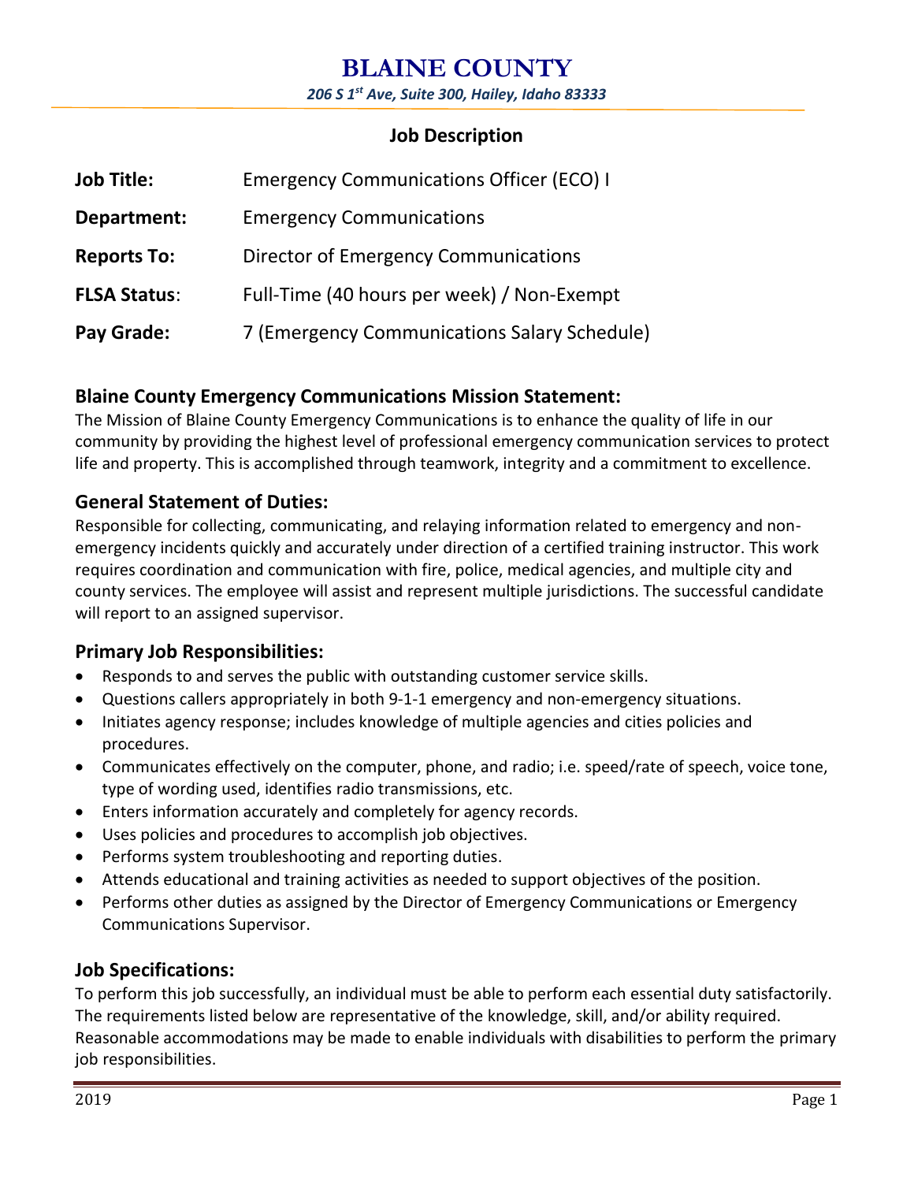# BLAINE COUNTY

*206 S 1st Ave, Suite 300, Hailey, Idaho 83333*

## Job Description

| | |
|---|---|
| **Job Title:** | Emergency Communications Officer (ECO) I |
| **Department:** | Emergency Communications |
| **Reports To:** | Director of Emergency Communications |
| **FLSA Status:** | Full-Time (40 hours per week) / Non-Exempt |
| **Pay Grade:** | 7 (Emergency Communications Salary Schedule) |

### Blaine County Emergency Communications Mission Statement:

The Mission of Blaine County Emergency Communications is to enhance the quality of life in our community by providing the highest level of professional emergency communication services to protect life and property. This is accomplished through teamwork, integrity and a commitment to excellence.

### General Statement of Duties:

Responsible for collecting, communicating, and relaying information related to emergency and non-emergency incidents quickly and accurately under direction of a certified training instructor. This work requires coordination and communication with fire, police, medical agencies, and multiple city and county services. The employee will assist and represent multiple jurisdictions. The successful candidate will report to an assigned supervisor.

### Primary Job Responsibilities:

- Responds to and serves the public with outstanding customer service skills.
- Questions callers appropriately in both 9-1-1 emergency and non-emergency situations.
- Initiates agency response; includes knowledge of multiple agencies and cities policies and procedures.
- Communicates effectively on the computer, phone, and radio; i.e. speed/rate of speech, voice tone, type of wording used, identifies radio transmissions, etc.
- Enters information accurately and completely for agency records.
- Uses policies and procedures to accomplish job objectives.
- Performs system troubleshooting and reporting duties.
- Attends educational and training activities as needed to support objectives of the position.
- Performs other duties as assigned by the Director of Emergency Communications or Emergency Communications Supervisor.

### Job Specifications:

To perform this job successfully, an individual must be able to perform each essential duty satisfactorily. The requirements listed below are representative of the knowledge, skill, and/or ability required. Reasonable accommodations may be made to enable individuals with disabilities to perform the primary job responsibilities.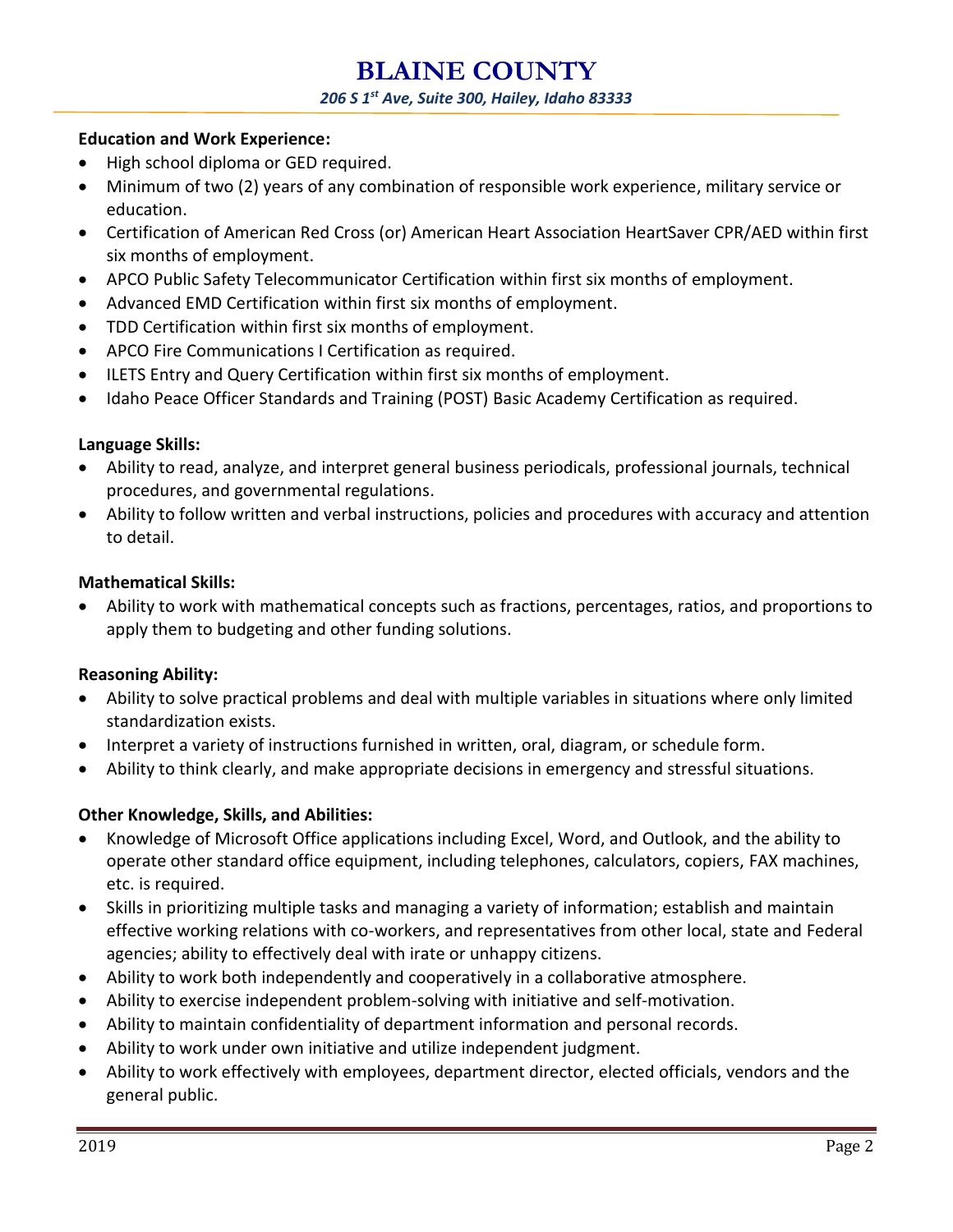**Education and Work Experience:**

- High school diploma or GED required.
- Minimum of two (2) years of any combination of responsible work experience, military service or education.
- Certification of American Red Cross (or) American Heart Association HeartSaver CPR/AED within first six months of employment.
- APCO Public Safety Telecommunicator Certification within first six months of employment.
- Advanced EMD Certification within first six months of employment.
- TDD Certification within first six months of employment.
- APCO Fire Communications I Certification as required.
- ILETS Entry and Query Certification within first six months of employment.
- Idaho Peace Officer Standards and Training (POST) Basic Academy Certification as required.

**Language Skills:**

- Ability to read, analyze, and interpret general business periodicals, professional journals, technical procedures, and governmental regulations.
- Ability to follow written and verbal instructions, policies and procedures with accuracy and attention to detail.

**Mathematical Skills:**

- Ability to work with mathematical concepts such as fractions, percentages, ratios, and proportions to apply them to budgeting and other funding solutions.

**Reasoning Ability:**

- Ability to solve practical problems and deal with multiple variables in situations where only limited standardization exists.
- Interpret a variety of instructions furnished in written, oral, diagram, or schedule form.
- Ability to think clearly, and make appropriate decisions in emergency and stressful situations.

**Other Knowledge, Skills, and Abilities:**

- Knowledge of Microsoft Office applications including Excel, Word, and Outlook, and the ability to operate other standard office equipment, including telephones, calculators, copiers, FAX machines, etc. is required.
- Skills in prioritizing multiple tasks and managing a variety of information; establish and maintain effective working relations with co-workers, and representatives from other local, state and Federal agencies; ability to effectively deal with irate or unhappy citizens.
- Ability to work both independently and cooperatively in a collaborative atmosphere.
- Ability to exercise independent problem-solving with initiative and self-motivation.
- Ability to maintain confidentiality of department information and personal records.
- Ability to work under own initiative and utilize independent judgment.
- Ability to work effectively with employees, department director, elected officials, vendors and the general public.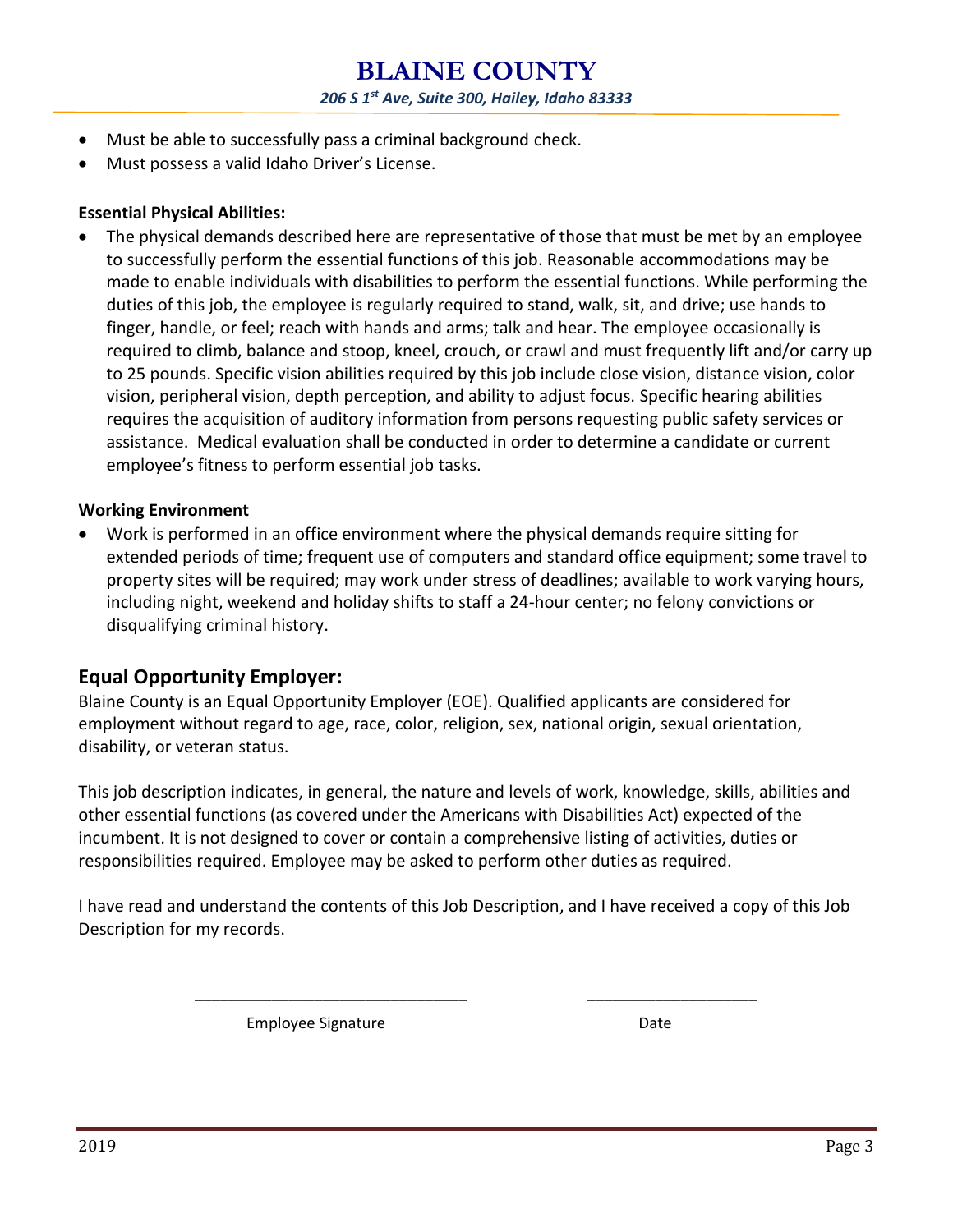- Must be able to successfully pass a criminal background check.
- Must possess a valid Idaho Driver's License.

**Essential Physical Abilities:**

- The physical demands described here are representative of those that must be met by an employee to successfully perform the essential functions of this job. Reasonable accommodations may be made to enable individuals with disabilities to perform the essential functions. While performing the duties of this job, the employee is regularly required to stand, walk, sit, and drive; use hands to finger, handle, or feel; reach with hands and arms; talk and hear. The employee occasionally is required to climb, balance and stoop, kneel, crouch, or crawl and must frequently lift and/or carry up to 25 pounds. Specific vision abilities required by this job include close vision, distance vision, color vision, peripheral vision, depth perception, and ability to adjust focus. Specific hearing abilities requires the acquisition of auditory information from persons requesting public safety services or assistance. Medical evaluation shall be conducted in order to determine a candidate or current employee's fitness to perform essential job tasks.

**Working Environment**

- Work is performed in an office environment where the physical demands require sitting for extended periods of time; frequent use of computers and standard office equipment; some travel to property sites will be required; may work under stress of deadlines; available to work varying hours, including night, weekend and holiday shifts to staff a 24-hour center; no felony convictions or disqualifying criminal history.

## Equal Opportunity Employer:

Blaine County is an Equal Opportunity Employer (EOE). Qualified applicants are considered for employment without regard to age, race, color, religion, sex, national origin, sexual orientation, disability, or veteran status.

This job description indicates, in general, the nature and levels of work, knowledge, skills, abilities and other essential functions (as covered under the Americans with Disabilities Act) expected of the incumbent. It is not designed to cover or contain a comprehensive listing of activities, duties or responsibilities required. Employee may be asked to perform other duties as required.

I have read and understand the contents of this Job Description, and I have received a copy of this Job Description for my records.

______________________________ ___________________

Employee Signature Date